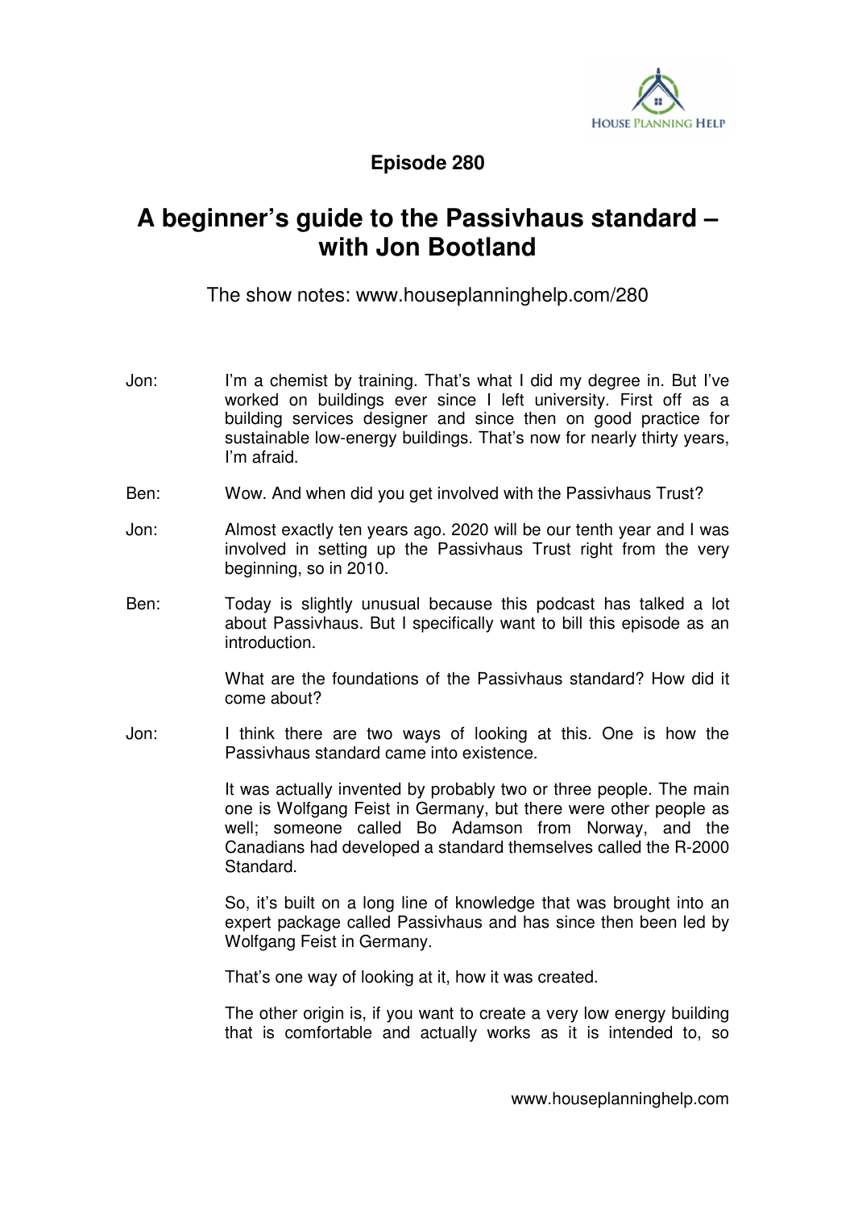**Episode 280**

# A beginner's guide to the Passivhaus standard – with Jon Bootland

The show notes: www.houseplanninghelp.com/280

Jon: I'm a chemist by training. That's what I did my degree in. But I've worked on buildings ever since I left university. First off as a building services designer and since then on good practice for sustainable low-energy buildings. That's now for nearly thirty years, I'm afraid.

Ben: Wow. And when did you get involved with the Passivhaus Trust?

Jon: Almost exactly ten years ago. 2020 will be our tenth year and I was involved in setting up the Passivhaus Trust right from the very beginning, so in 2010.

Ben: Today is slightly unusual because this podcast has talked a lot about Passivhaus. But I specifically want to bill this episode as an introduction.

What are the foundations of the Passivhaus standard? How did it come about?

Jon: I think there are two ways of looking at this. One is how the Passivhaus standard came into existence.

It was actually invented by probably two or three people. The main one is Wolfgang Feist in Germany, but there were other people as well; someone called Bo Adamson from Norway, and the Canadians had developed a standard themselves called the R-2000 Standard.

So, it's built on a long line of knowledge that was brought into an expert package called Passivhaus and has since then been led by Wolfgang Feist in Germany.

That's one way of looking at it, how it was created.

The other origin is, if you want to create a very low energy building that is comfortable and actually works as it is intended to, so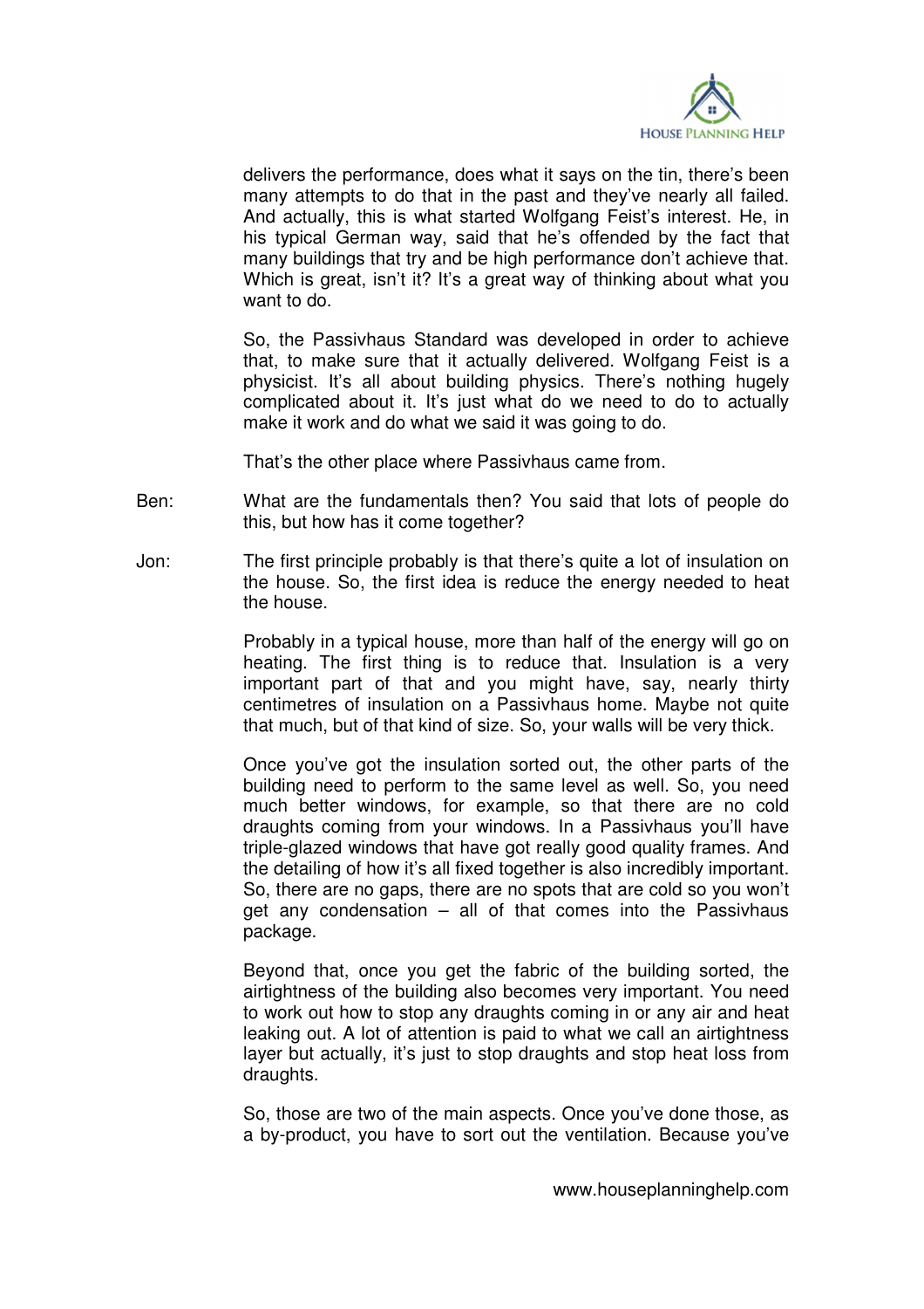delivers the performance, does what it says on the tin, there's been many attempts to do that in the past and they've nearly all failed. And actually, this is what started Wolfgang Feist's interest. He, in his typical German way, said that he's offended by the fact that many buildings that try and be high performance don't achieve that. Which is great, isn't it? It's a great way of thinking about what you want to do.

So, the Passivhaus Standard was developed in order to achieve that, to make sure that it actually delivered. Wolfgang Feist is a physicist. It's all about building physics. There's nothing hugely complicated about it. It's just what do we need to do to actually make it work and do what we said it was going to do.

That's the other place where Passivhaus came from.

Ben: What are the fundamentals then? You said that lots of people do this, but how has it come together?

Jon: The first principle probably is that there's quite a lot of insulation on the house. So, the first idea is reduce the energy needed to heat the house.

Probably in a typical house, more than half of the energy will go on heating. The first thing is to reduce that. Insulation is a very important part of that and you might have, say, nearly thirty centimetres of insulation on a Passivhaus home. Maybe not quite that much, but of that kind of size. So, your walls will be very thick.

Once you've got the insulation sorted out, the other parts of the building need to perform to the same level as well. So, you need much better windows, for example, so that there are no cold draughts coming from your windows. In a Passivhaus you'll have triple-glazed windows that have got really good quality frames. And the detailing of how it's all fixed together is also incredibly important. So, there are no gaps, there are no spots that are cold so you won't get any condensation – all of that comes into the Passivhaus package.

Beyond that, once you get the fabric of the building sorted, the airtightness of the building also becomes very important. You need to work out how to stop any draughts coming in or any air and heat leaking out. A lot of attention is paid to what we call an airtightness layer but actually, it's just to stop draughts and stop heat loss from draughts.

So, those are two of the main aspects. Once you've done those, as a by-product, you have to sort out the ventilation. Because you've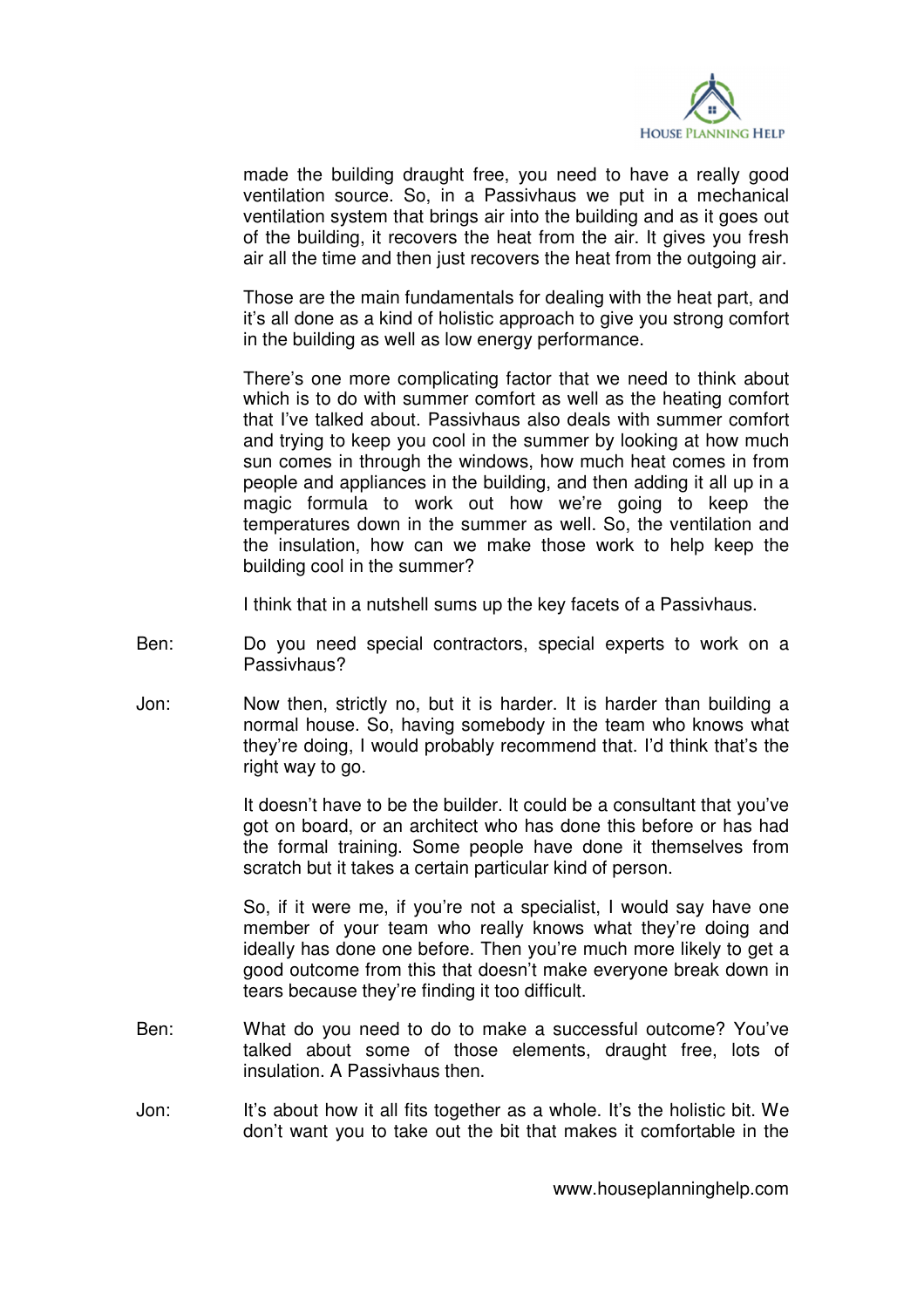made the building draught free, you need to have a really good ventilation source. So, in a Passivhaus we put in a mechanical ventilation system that brings air into the building and as it goes out of the building, it recovers the heat from the air. It gives you fresh air all the time and then just recovers the heat from the outgoing air.

Those are the main fundamentals for dealing with the heat part, and it's all done as a kind of holistic approach to give you strong comfort in the building as well as low energy performance.

There's one more complicating factor that we need to think about which is to do with summer comfort as well as the heating comfort that I've talked about. Passivhaus also deals with summer comfort and trying to keep you cool in the summer by looking at how much sun comes in through the windows, how much heat comes in from people and appliances in the building, and then adding it all up in a magic formula to work out how we're going to keep the temperatures down in the summer as well. So, the ventilation and the insulation, how can we make those work to help keep the building cool in the summer?

I think that in a nutshell sums up the key facets of a Passivhaus.

Ben: Do you need special contractors, special experts to work on a Passivhaus?

Jon: Now then, strictly no, but it is harder. It is harder than building a normal house. So, having somebody in the team who knows what they're doing, I would probably recommend that. I'd think that's the right way to go.

It doesn't have to be the builder. It could be a consultant that you've got on board, or an architect who has done this before or has had the formal training. Some people have done it themselves from scratch but it takes a certain particular kind of person.

So, if it were me, if you're not a specialist, I would say have one member of your team who really knows what they're doing and ideally has done one before. Then you're much more likely to get a good outcome from this that doesn't make everyone break down in tears because they're finding it too difficult.

Ben: What do you need to do to make a successful outcome? You've talked about some of those elements, draught free, lots of insulation. A Passivhaus then.

Jon: It's about how it all fits together as a whole. It's the holistic bit. We don't want you to take out the bit that makes it comfortable in the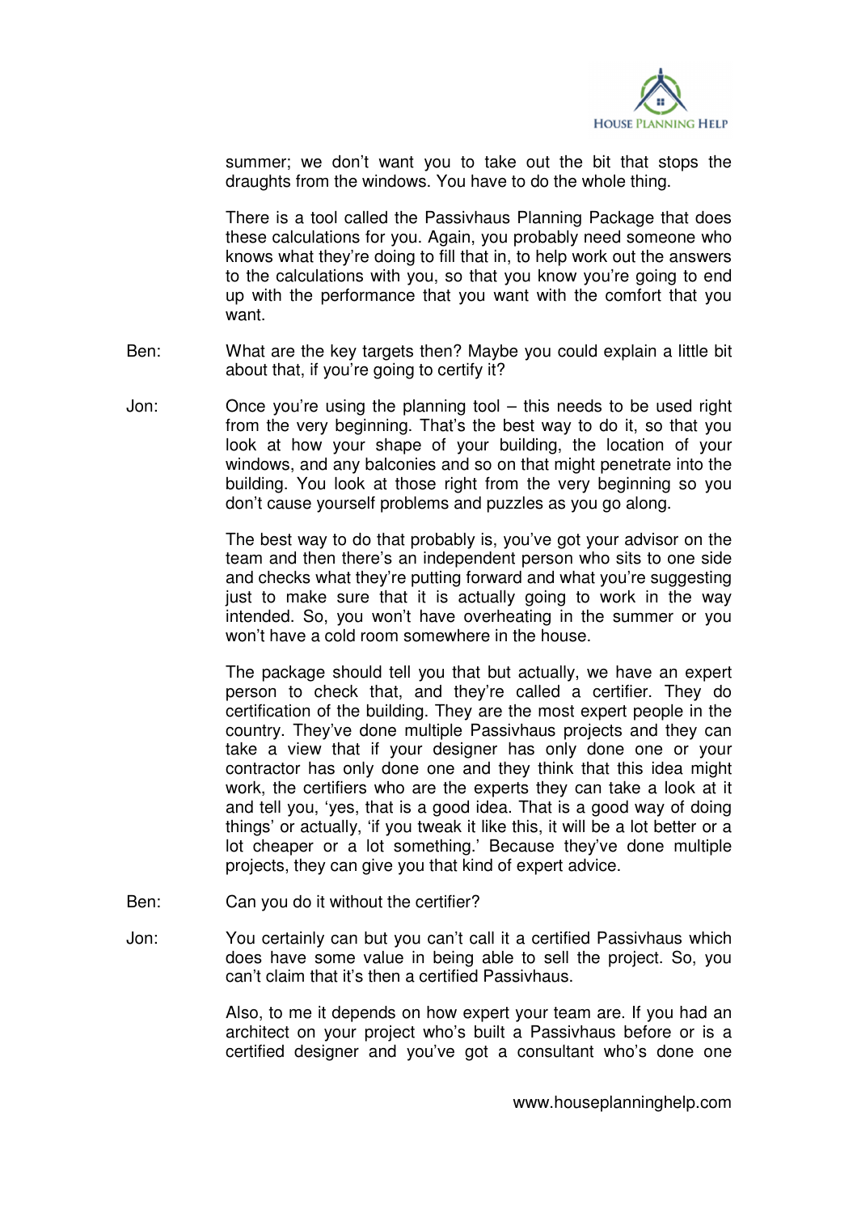summer; we don't want you to take out the bit that stops the draughts from the windows. You have to do the whole thing.

There is a tool called the Passivhaus Planning Package that does these calculations for you. Again, you probably need someone who knows what they're doing to fill that in, to help work out the answers to the calculations with you, so that you know you're going to end up with the performance that you want with the comfort that you want.

Ben: What are the key targets then? Maybe you could explain a little bit about that, if you're going to certify it?

Jon: Once you're using the planning tool – this needs to be used right from the very beginning. That's the best way to do it, so that you look at how your shape of your building, the location of your windows, and any balconies and so on that might penetrate into the building. You look at those right from the very beginning so you don't cause yourself problems and puzzles as you go along.

The best way to do that probably is, you've got your advisor on the team and then there's an independent person who sits to one side and checks what they're putting forward and what you're suggesting just to make sure that it is actually going to work in the way intended. So, you won't have overheating in the summer or you won't have a cold room somewhere in the house.

The package should tell you that but actually, we have an expert person to check that, and they're called a certifier. They do certification of the building. They are the most expert people in the country. They've done multiple Passivhaus projects and they can take a view that if your designer has only done one or your contractor has only done one and they think that this idea might work, the certifiers who are the experts they can take a look at it and tell you, 'yes, that is a good idea. That is a good way of doing things' or actually, 'if you tweak it like this, it will be a lot better or a lot cheaper or a lot something.' Because they've done multiple projects, they can give you that kind of expert advice.

Ben: Can you do it without the certifier?

Jon: You certainly can but you can't call it a certified Passivhaus which does have some value in being able to sell the project. So, you can't claim that it's then a certified Passivhaus.

Also, to me it depends on how expert your team are. If you had an architect on your project who's built a Passivhaus before or is a certified designer and you've got a consultant who's done one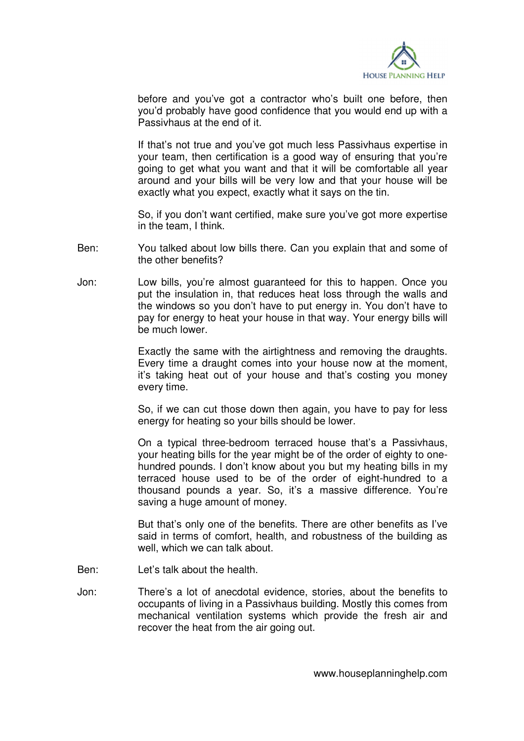before and you've got a contractor who's built one before, then you'd probably have good confidence that you would end up with a Passivhaus at the end of it.

If that's not true and you've got much less Passivhaus expertise in your team, then certification is a good way of ensuring that you're going to get what you want and that it will be comfortable all year around and your bills will be very low and that your house will be exactly what you expect, exactly what it says on the tin.

So, if you don't want certified, make sure you've got more expertise in the team, I think.

Ben: You talked about low bills there. Can you explain that and some of the other benefits?

Jon: Low bills, you're almost guaranteed for this to happen. Once you put the insulation in, that reduces heat loss through the walls and the windows so you don't have to put energy in. You don't have to pay for energy to heat your house in that way. Your energy bills will be much lower.

Exactly the same with the airtightness and removing the draughts. Every time a draught comes into your house now at the moment, it's taking heat out of your house and that's costing you money every time.

So, if we can cut those down then again, you have to pay for less energy for heating so your bills should be lower.

On a typical three-bedroom terraced house that's a Passivhaus, your heating bills for the year might be of the order of eighty to one-hundred pounds. I don't know about you but my heating bills in my terraced house used to be of the order of eight-hundred to a thousand pounds a year. So, it's a massive difference. You're saving a huge amount of money.

But that's only one of the benefits. There are other benefits as I've said in terms of comfort, health, and robustness of the building as well, which we can talk about.

Ben: Let's talk about the health.

Jon: There's a lot of anecdotal evidence, stories, about the benefits to occupants of living in a Passivhaus building. Mostly this comes from mechanical ventilation systems which provide the fresh air and recover the heat from the air going out.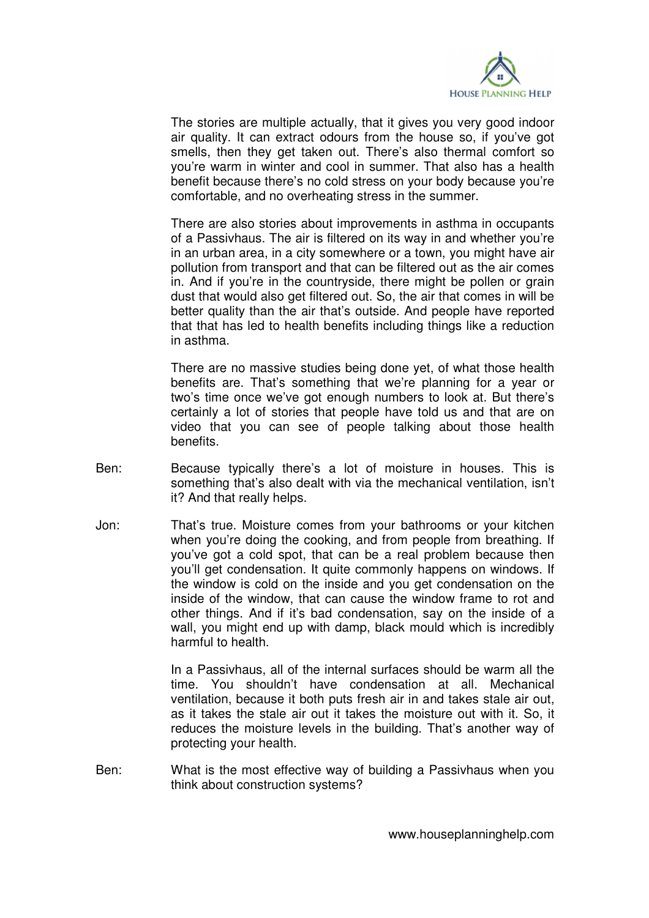The stories are multiple actually, that it gives you very good indoor air quality. It can extract odours from the house so, if you've got smells, then they get taken out. There's also thermal comfort so you're warm in winter and cool in summer. That also has a health benefit because there's no cold stress on your body because you're comfortable, and no overheating stress in the summer.

There are also stories about improvements in asthma in occupants of a Passivhaus. The air is filtered on its way in and whether you're in an urban area, in a city somewhere or a town, you might have air pollution from transport and that can be filtered out as the air comes in. And if you're in the countryside, there might be pollen or grain dust that would also get filtered out. So, the air that comes in will be better quality than the air that's outside. And people have reported that that has led to health benefits including things like a reduction in asthma.

There are no massive studies being done yet, of what those health benefits are. That's something that we're planning for a year or two's time once we've got enough numbers to look at. But there's certainly a lot of stories that people have told us and that are on video that you can see of people talking about those health benefits.

Ben: Because typically there's a lot of moisture in houses. This is something that's also dealt with via the mechanical ventilation, isn't it? And that really helps.

Jon: That's true. Moisture comes from your bathrooms or your kitchen when you're doing the cooking, and from people from breathing. If you've got a cold spot, that can be a real problem because then you'll get condensation. It quite commonly happens on windows. If the window is cold on the inside and you get condensation on the inside of the window, that can cause the window frame to rot and other things. And if it's bad condensation, say on the inside of a wall, you might end up with damp, black mould which is incredibly harmful to health.

In a Passivhaus, all of the internal surfaces should be warm all the time. You shouldn't have condensation at all. Mechanical ventilation, because it both puts fresh air in and takes stale air out, as it takes the stale air out it takes the moisture out with it. So, it reduces the moisture levels in the building. That's another way of protecting your health.

Ben: What is the most effective way of building a Passivhaus when you think about construction systems?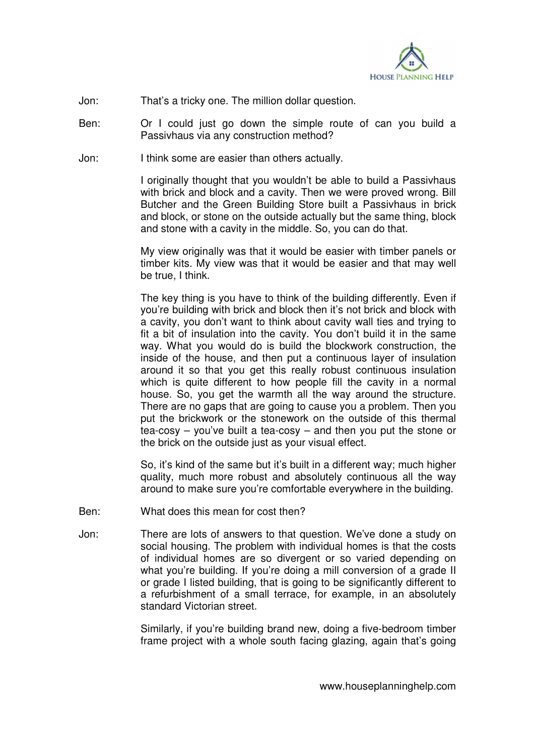Jon: That's a tricky one. The million dollar question.

Ben: Or I could just go down the simple route of can you build a Passivhaus via any construction method?

Jon: I think some are easier than others actually.

I originally thought that you wouldn't be able to build a Passivhaus with brick and block and a cavity. Then we were proved wrong. Bill Butcher and the Green Building Store built a Passivhaus in brick and block, or stone on the outside actually but the same thing, block and stone with a cavity in the middle. So, you can do that.

My view originally was that it would be easier with timber panels or timber kits. My view was that it would be easier and that may well be true, I think.

The key thing is you have to think of the building differently. Even if you're building with brick and block then it's not brick and block with a cavity, you don't want to think about cavity wall ties and trying to fit a bit of insulation into the cavity. You don't build it in the same way. What you would do is build the blockwork construction, the inside of the house, and then put a continuous layer of insulation around it so that you get this really robust continuous insulation which is quite different to how people fill the cavity in a normal house. So, you get the warmth all the way around the structure. There are no gaps that are going to cause you a problem. Then you put the brickwork or the stonework on the outside of this thermal tea-cosy – you've built a tea-cosy – and then you put the stone or the brick on the outside just as your visual effect.

So, it's kind of the same but it's built in a different way; much higher quality, much more robust and absolutely continuous all the way around to make sure you're comfortable everywhere in the building.

Ben: What does this mean for cost then?

Jon: There are lots of answers to that question. We've done a study on social housing. The problem with individual homes is that the costs of individual homes are so divergent or so varied depending on what you're building. If you're doing a mill conversion of a grade II or grade I listed building, that is going to be significantly different to a refurbishment of a small terrace, for example, in an absolutely standard Victorian street.

Similarly, if you're building brand new, doing a five-bedroom timber frame project with a whole south facing glazing, again that's going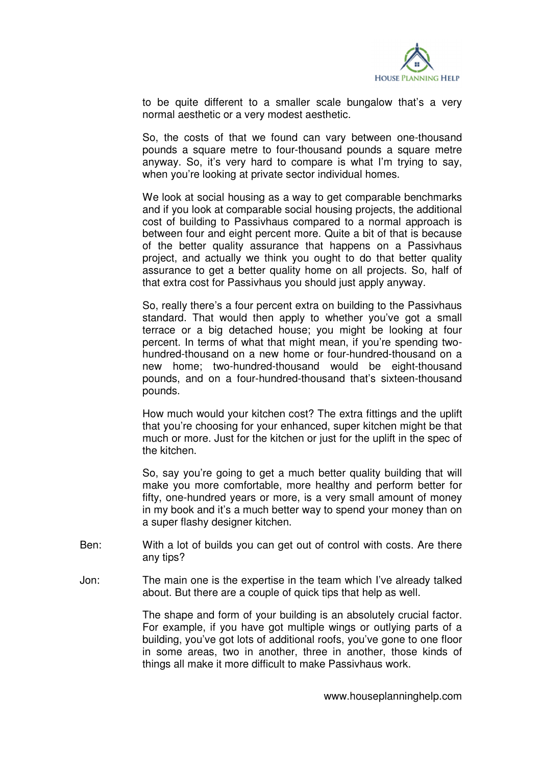to be quite different to a smaller scale bungalow that's a very normal aesthetic or a very modest aesthetic.

So, the costs of that we found can vary between one-thousand pounds a square metre to four-thousand pounds a square metre anyway. So, it's very hard to compare is what I'm trying to say, when you're looking at private sector individual homes.

We look at social housing as a way to get comparable benchmarks and if you look at comparable social housing projects, the additional cost of building to Passivhaus compared to a normal approach is between four and eight percent more. Quite a bit of that is because of the better quality assurance that happens on a Passivhaus project, and actually we think you ought to do that better quality assurance to get a better quality home on all projects. So, half of that extra cost for Passivhaus you should just apply anyway.

So, really there's a four percent extra on building to the Passivhaus standard. That would then apply to whether you've got a small terrace or a big detached house; you might be looking at four percent. In terms of what that might mean, if you're spending two-hundred-thousand on a new home or four-hundred-thousand on a new home; two-hundred-thousand would be eight-thousand pounds, and on a four-hundred-thousand that's sixteen-thousand pounds.

How much would your kitchen cost? The extra fittings and the uplift that you're choosing for your enhanced, super kitchen might be that much or more. Just for the kitchen or just for the uplift in the spec of the kitchen.

So, say you're going to get a much better quality building that will make you more comfortable, more healthy and perform better for fifty, one-hundred years or more, is a very small amount of money in my book and it's a much better way to spend your money than on a super flashy designer kitchen.

Ben: With a lot of builds you can get out of control with costs. Are there any tips?

Jon: The main one is the expertise in the team which I've already talked about. But there are a couple of quick tips that help as well.

The shape and form of your building is an absolutely crucial factor. For example, if you have got multiple wings or outlying parts of a building, you've got lots of additional roofs, you've gone to one floor in some areas, two in another, three in another, those kinds of things all make it more difficult to make Passivhaus work.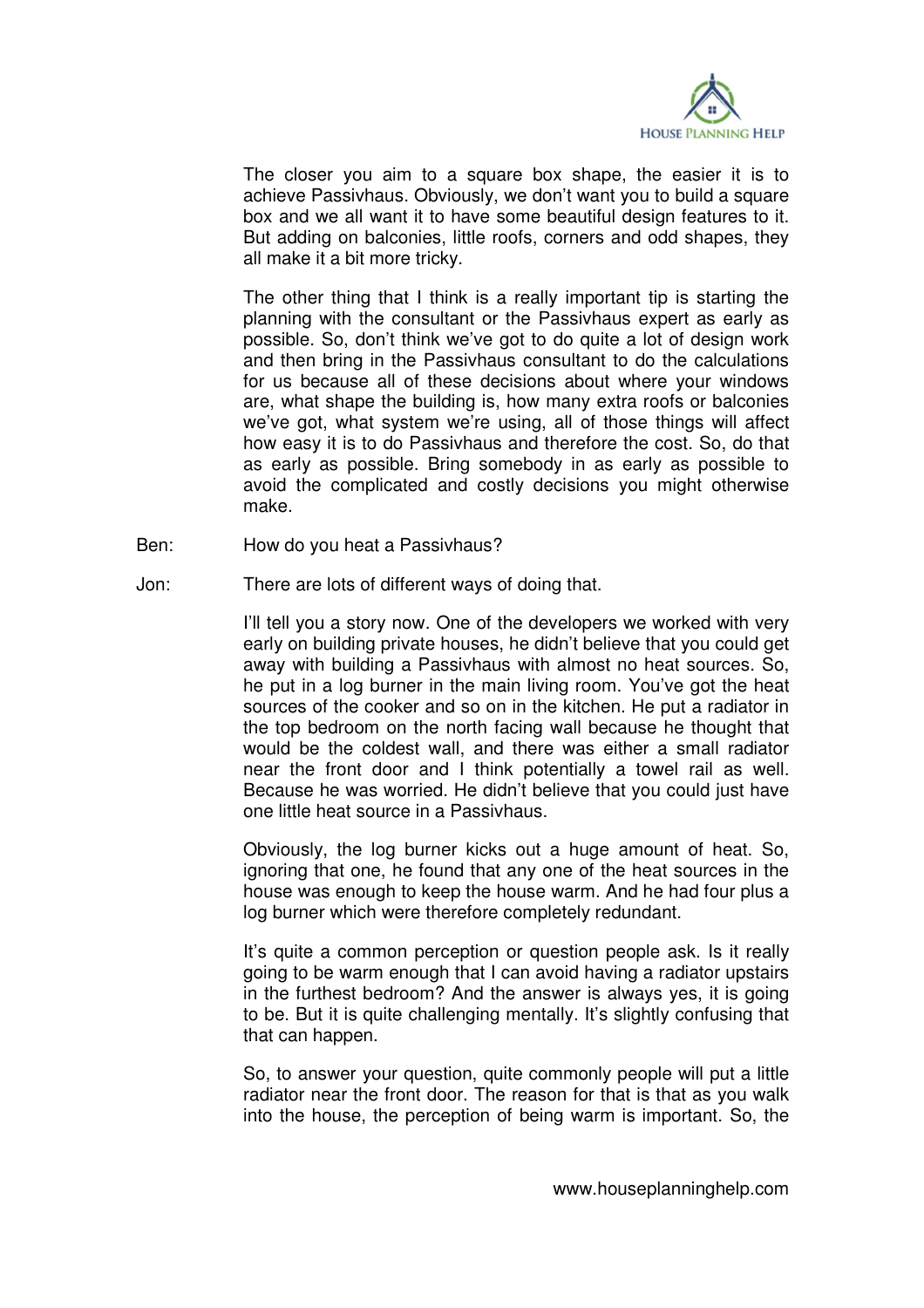The closer you aim to a square box shape, the easier it is to achieve Passivhaus. Obviously, we don't want you to build a square box and we all want it to have some beautiful design features to it. But adding on balconies, little roofs, corners and odd shapes, they all make it a bit more tricky.

The other thing that I think is a really important tip is starting the planning with the consultant or the Passivhaus expert as early as possible. So, don't think we've got to do quite a lot of design work and then bring in the Passivhaus consultant to do the calculations for us because all of these decisions about where your windows are, what shape the building is, how many extra roofs or balconies we've got, what system we're using, all of those things will affect how easy it is to do Passivhaus and therefore the cost. So, do that as early as possible. Bring somebody in as early as possible to avoid the complicated and costly decisions you might otherwise make.

Ben: How do you heat a Passivhaus?

Jon: There are lots of different ways of doing that.

I'll tell you a story now. One of the developers we worked with very early on building private houses, he didn't believe that you could get away with building a Passivhaus with almost no heat sources. So, he put in a log burner in the main living room. You've got the heat sources of the cooker and so on in the kitchen. He put a radiator in the top bedroom on the north facing wall because he thought that would be the coldest wall, and there was either a small radiator near the front door and I think potentially a towel rail as well. Because he was worried. He didn't believe that you could just have one little heat source in a Passivhaus.

Obviously, the log burner kicks out a huge amount of heat. So, ignoring that one, he found that any one of the heat sources in the house was enough to keep the house warm. And he had four plus a log burner which were therefore completely redundant.

It's quite a common perception or question people ask. Is it really going to be warm enough that I can avoid having a radiator upstairs in the furthest bedroom? And the answer is always yes, it is going to be. But it is quite challenging mentally. It's slightly confusing that that can happen.

So, to answer your question, quite commonly people will put a little radiator near the front door. The reason for that is that as you walk into the house, the perception of being warm is important. So, the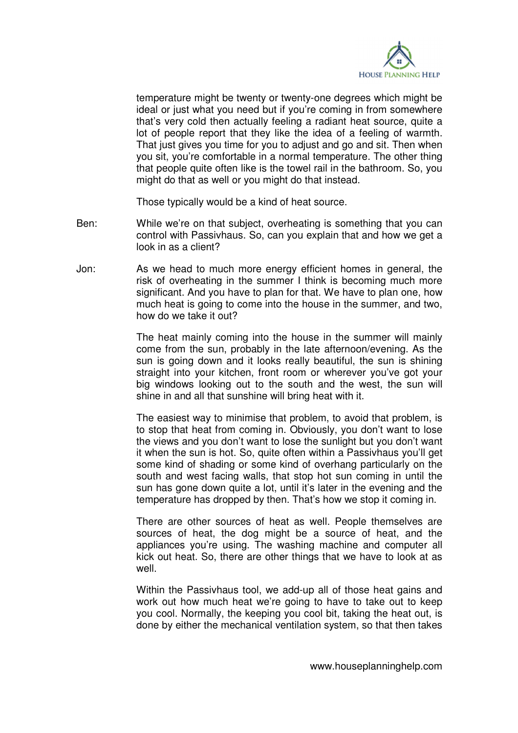temperature might be twenty or twenty-one degrees which might be ideal or just what you need but if you're coming in from somewhere that's very cold then actually feeling a radiant heat source, quite a lot of people report that they like the idea of a feeling of warmth. That just gives you time for you to adjust and go and sit. Then when you sit, you're comfortable in a normal temperature. The other thing that people quite often like is the towel rail in the bathroom. So, you might do that as well or you might do that instead.

Those typically would be a kind of heat source.

**Ben:** While we're on that subject, overheating is something that you can control with Passivhaus. So, can you explain that and how we get a look in as a client?

**Jon:** As we head to much more energy efficient homes in general, the risk of overheating in the summer I think is becoming much more significant. And you have to plan for that. We have to plan one, how much heat is going to come into the house in the summer, and two, how do we take it out?

The heat mainly coming into the house in the summer will mainly come from the sun, probably in the late afternoon/evening. As the sun is going down and it looks really beautiful, the sun is shining straight into your kitchen, front room or wherever you've got your big windows looking out to the south and the west, the sun will shine in and all that sunshine will bring heat with it.

The easiest way to minimise that problem, to avoid that problem, is to stop that heat from coming in. Obviously, you don't want to lose the views and you don't want to lose the sunlight but you don't want it when the sun is hot. So, quite often within a Passivhaus you'll get some kind of shading or some kind of overhang particularly on the south and west facing walls, that stop hot sun coming in until the sun has gone down quite a lot, until it's later in the evening and the temperature has dropped by then. That's how we stop it coming in.

There are other sources of heat as well. People themselves are sources of heat, the dog might be a source of heat, and the appliances you're using. The washing machine and computer all kick out heat. So, there are other things that we have to look at as well.

Within the Passivhaus tool, we add-up all of those heat gains and work out how much heat we're going to have to take out to keep you cool. Normally, the keeping you cool bit, taking the heat out, is done by either the mechanical ventilation system, so that then takes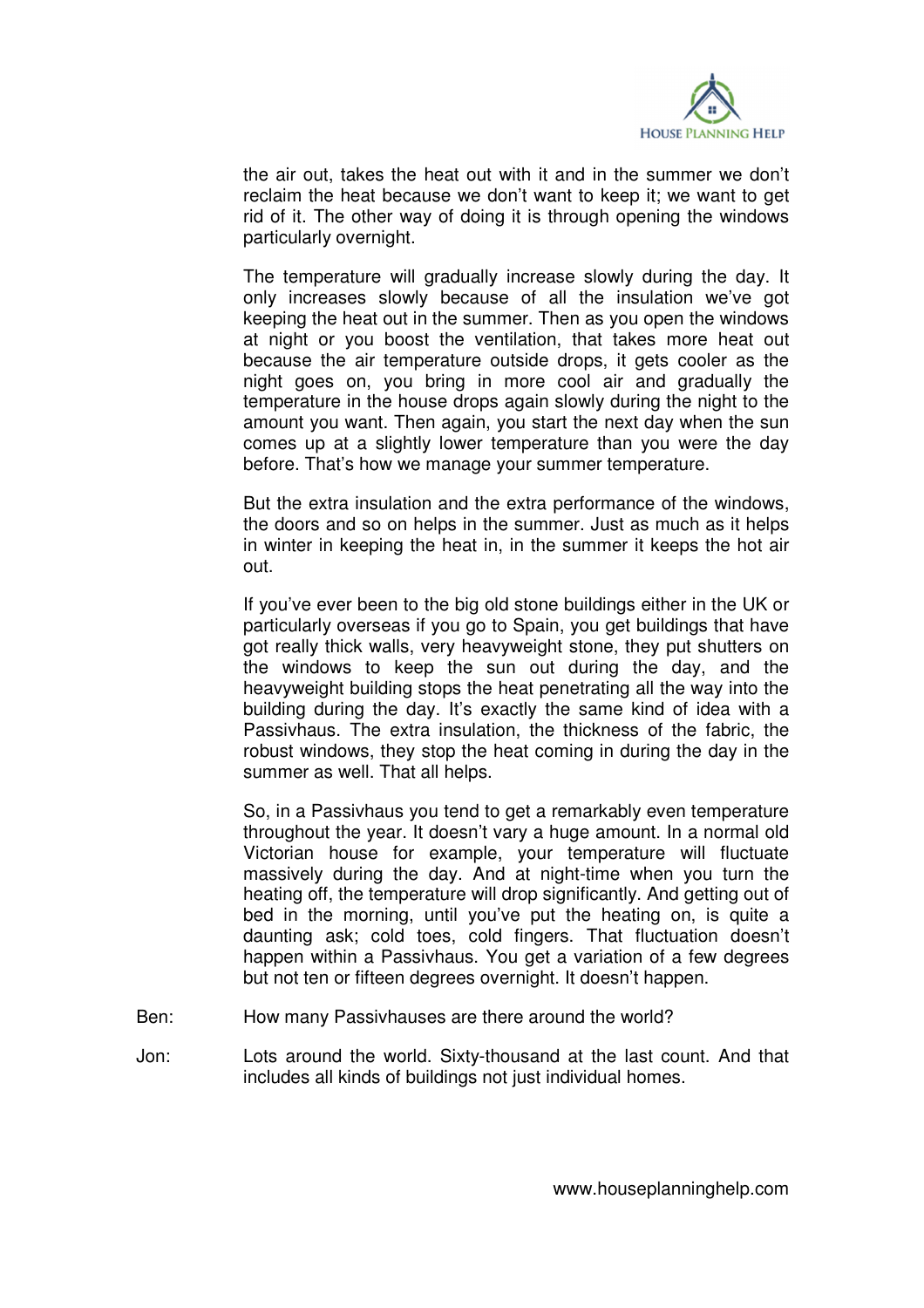the air out, takes the heat out with it and in the summer we don't reclaim the heat because we don't want to keep it; we want to get rid of it. The other way of doing it is through opening the windows particularly overnight.

The temperature will gradually increase slowly during the day. It only increases slowly because of all the insulation we've got keeping the heat out in the summer. Then as you open the windows at night or you boost the ventilation, that takes more heat out because the air temperature outside drops, it gets cooler as the night goes on, you bring in more cool air and gradually the temperature in the house drops again slowly during the night to the amount you want. Then again, you start the next day when the sun comes up at a slightly lower temperature than you were the day before. That's how we manage your summer temperature.

But the extra insulation and the extra performance of the windows, the doors and so on helps in the summer. Just as much as it helps in winter in keeping the heat in, in the summer it keeps the hot air out.

If you've ever been to the big old stone buildings either in the UK or particularly overseas if you go to Spain, you get buildings that have got really thick walls, very heavyweight stone, they put shutters on the windows to keep the sun out during the day, and the heavyweight building stops the heat penetrating all the way into the building during the day. It's exactly the same kind of idea with a Passivhaus. The extra insulation, the thickness of the fabric, the robust windows, they stop the heat coming in during the day in the summer as well. That all helps.

So, in a Passivhaus you tend to get a remarkably even temperature throughout the year. It doesn't vary a huge amount. In a normal old Victorian house for example, your temperature will fluctuate massively during the day. And at night-time when you turn the heating off, the temperature will drop significantly. And getting out of bed in the morning, until you've put the heating on, is quite a daunting ask; cold toes, cold fingers. That fluctuation doesn't happen within a Passivhaus. You get a variation of a few degrees but not ten or fifteen degrees overnight. It doesn't happen.

Ben: How many Passivhauses are there around the world?

Jon: Lots around the world. Sixty-thousand at the last count. And that includes all kinds of buildings not just individual homes.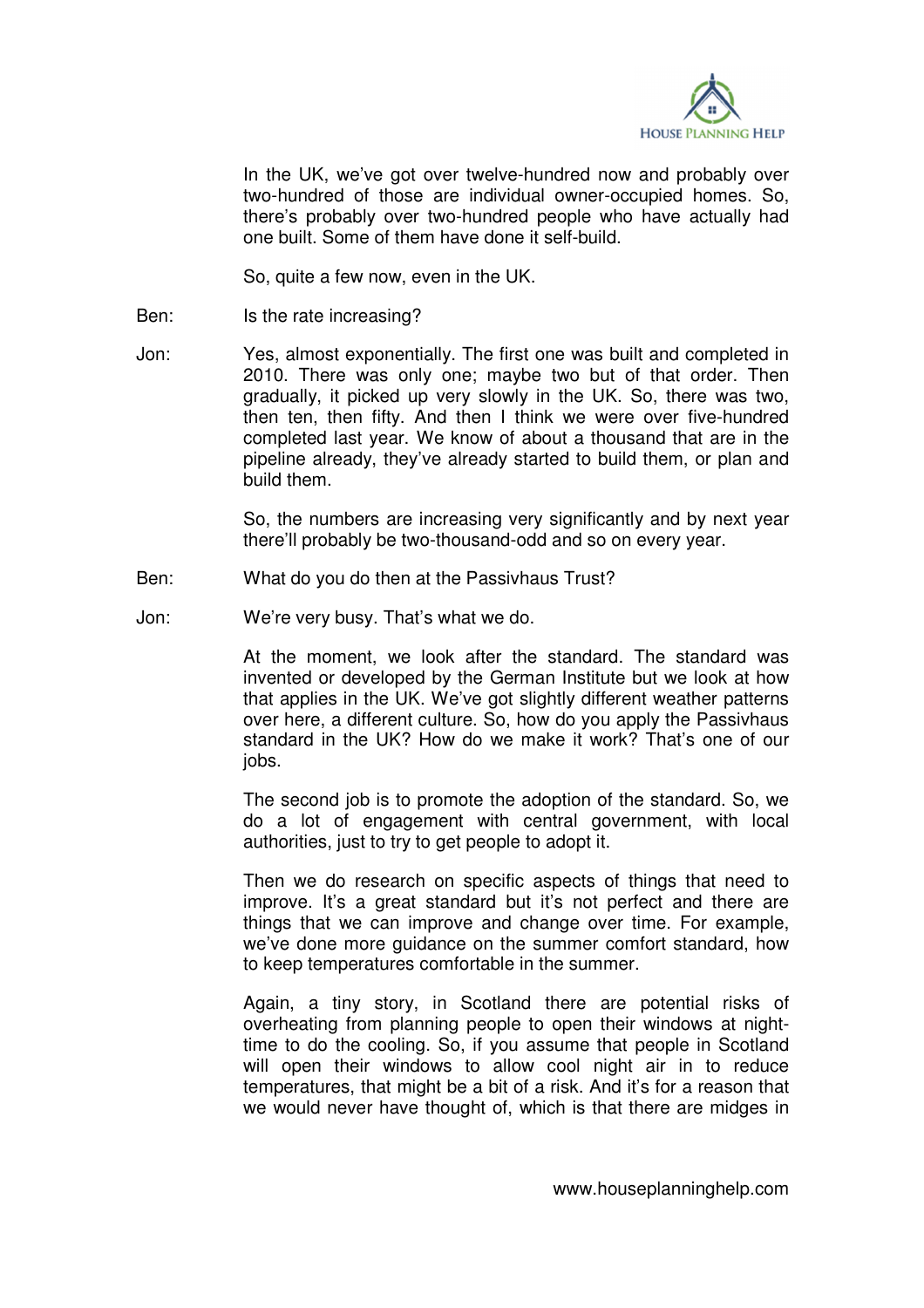In the UK, we've got over twelve-hundred now and probably over two-hundred of those are individual owner-occupied homes. So, there's probably over two-hundred people who have actually had one built. Some of them have done it self-build.

So, quite a few now, even in the UK.

Ben: Is the rate increasing?

Jon: Yes, almost exponentially. The first one was built and completed in 2010. There was only one; maybe two but of that order. Then gradually, it picked up very slowly in the UK. So, there was two, then ten, then fifty. And then I think we were over five-hundred completed last year. We know of about a thousand that are in the pipeline already, they've already started to build them, or plan and build them.

So, the numbers are increasing very significantly and by next year there'll probably be two-thousand-odd and so on every year.

Ben: What do you do then at the Passivhaus Trust?

Jon: We're very busy. That's what we do.

At the moment, we look after the standard. The standard was invented or developed by the German Institute but we look at how that applies in the UK. We've got slightly different weather patterns over here, a different culture. So, how do you apply the Passivhaus standard in the UK? How do we make it work? That's one of our jobs.

The second job is to promote the adoption of the standard. So, we do a lot of engagement with central government, with local authorities, just to try to get people to adopt it.

Then we do research on specific aspects of things that need to improve. It's a great standard but it's not perfect and there are things that we can improve and change over time. For example, we've done more guidance on the summer comfort standard, how to keep temperatures comfortable in the summer.

Again, a tiny story, in Scotland there are potential risks of overheating from planning people to open their windows at night-time to do the cooling. So, if you assume that people in Scotland will open their windows to allow cool night air in to reduce temperatures, that might be a bit of a risk. And it's for a reason that we would never have thought of, which is that there are midges in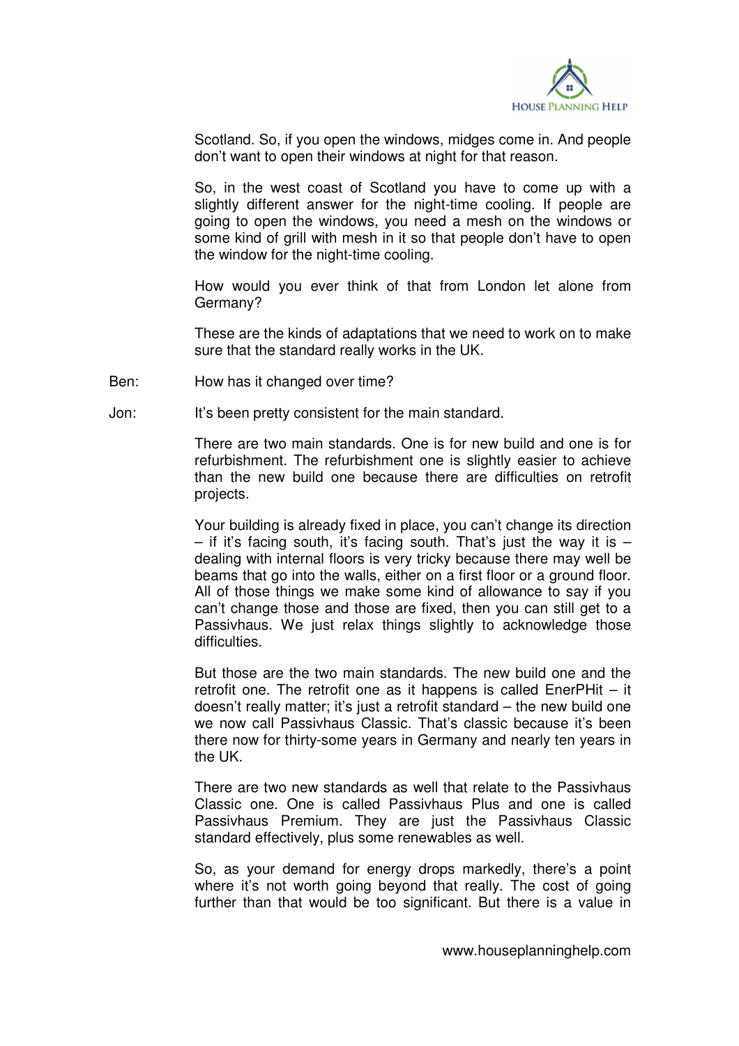Scotland. So, if you open the windows, midges come in. And people don't want to open their windows at night for that reason.

So, in the west coast of Scotland you have to come up with a slightly different answer for the night-time cooling. If people are going to open the windows, you need a mesh on the windows or some kind of grill with mesh in it so that people don't have to open the window for the night-time cooling.

How would you ever think of that from London let alone from Germany?

These are the kinds of adaptations that we need to work on to make sure that the standard really works in the UK.

Ben: How has it changed over time?

Jon: It's been pretty consistent for the main standard.

There are two main standards. One is for new build and one is for refurbishment. The refurbishment one is slightly easier to achieve than the new build one because there are difficulties on retrofit projects.

Your building is already fixed in place, you can't change its direction – if it's facing south, it's facing south. That's just the way it is – dealing with internal floors is very tricky because there may well be beams that go into the walls, either on a first floor or a ground floor. All of those things we make some kind of allowance to say if you can't change those and those are fixed, then you can still get to a Passivhaus. We just relax things slightly to acknowledge those difficulties.

But those are the two main standards. The new build one and the retrofit one. The retrofit one as it happens is called EnerPHit – it doesn't really matter; it's just a retrofit standard – the new build one we now call Passivhaus Classic. That's classic because it's been there now for thirty-some years in Germany and nearly ten years in the UK.

There are two new standards as well that relate to the Passivhaus Classic one. One is called Passivhaus Plus and one is called Passivhaus Premium. They are just the Passivhaus Classic standard effectively, plus some renewables as well.

So, as your demand for energy drops markedly, there's a point where it's not worth going beyond that really. The cost of going further than that would be too significant. But there is a value in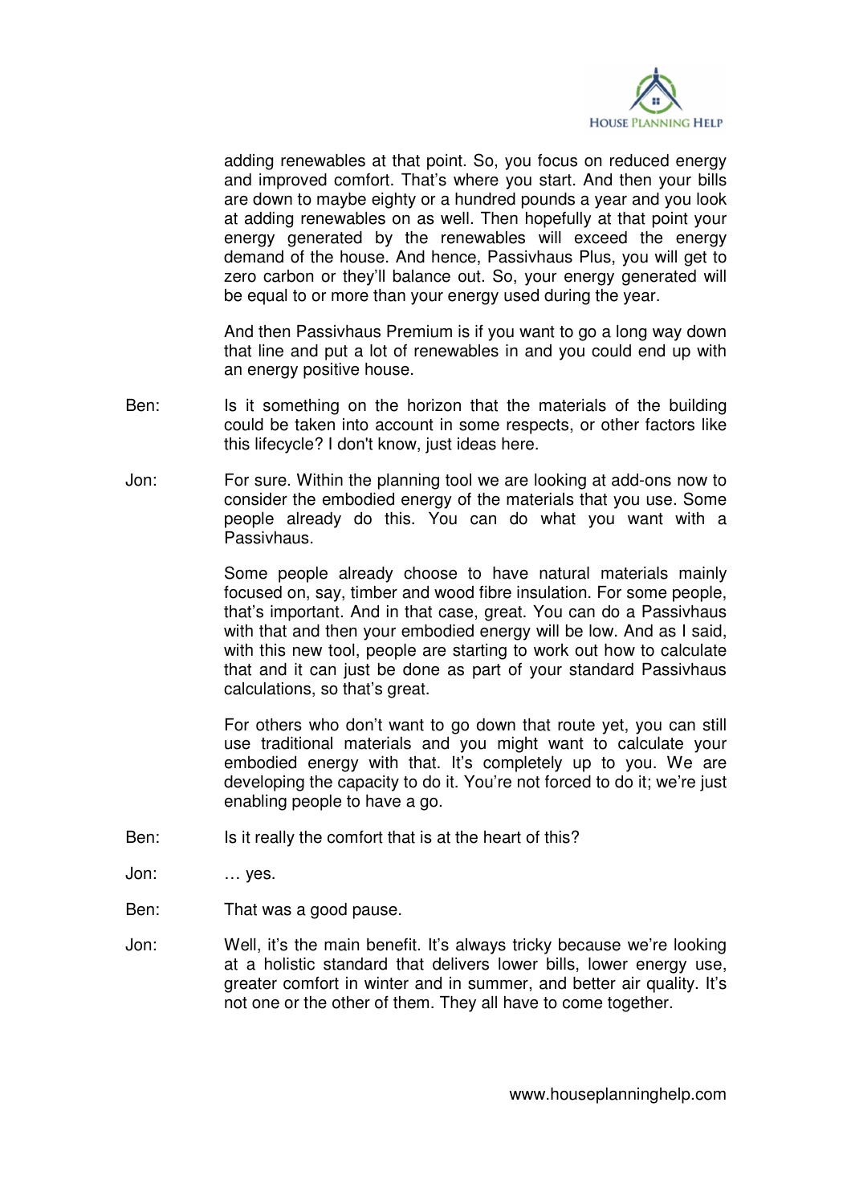adding renewables at that point. So, you focus on reduced energy and improved comfort. That's where you start. And then your bills are down to maybe eighty or a hundred pounds a year and you look at adding renewables on as well. Then hopefully at that point your energy generated by the renewables will exceed the energy demand of the house. And hence, Passivhaus Plus, you will get to zero carbon or they'll balance out. So, your energy generated will be equal to or more than your energy used during the year.

And then Passivhaus Premium is if you want to go a long way down that line and put a lot of renewables in and you could end up with an energy positive house.

Ben: Is it something on the horizon that the materials of the building could be taken into account in some respects, or other factors like this lifecycle? I don't know, just ideas here.

Jon: For sure. Within the planning tool we are looking at add-ons now to consider the embodied energy of the materials that you use. Some people already do this. You can do what you want with a Passivhaus.

Some people already choose to have natural materials mainly focused on, say, timber and wood fibre insulation. For some people, that's important. And in that case, great. You can do a Passivhaus with that and then your embodied energy will be low. And as I said, with this new tool, people are starting to work out how to calculate that and it can just be done as part of your standard Passivhaus calculations, so that's great.

For others who don't want to go down that route yet, you can still use traditional materials and you might want to calculate your embodied energy with that. It's completely up to you. We are developing the capacity to do it. You're not forced to do it; we're just enabling people to have a go.

Ben: Is it really the comfort that is at the heart of this?

Jon: … yes.

Ben: That was a good pause.

Jon: Well, it's the main benefit. It's always tricky because we're looking at a holistic standard that delivers lower bills, lower energy use, greater comfort in winter and in summer, and better air quality. It's not one or the other of them. They all have to come together.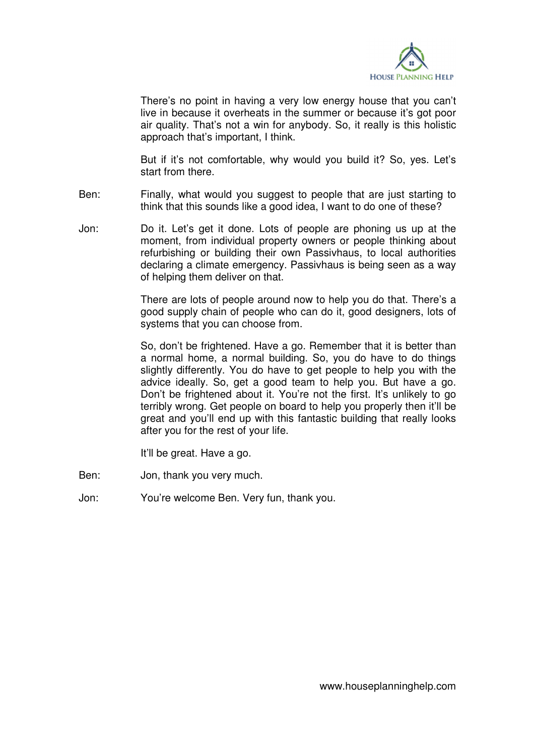There's no point in having a very low energy house that you can't live in because it overheats in the summer or because it's got poor air quality. That's not a win for anybody. So, it really is this holistic approach that's important, I think.

But if it's not comfortable, why would you build it? So, yes. Let's start from there.

Ben: Finally, what would you suggest to people that are just starting to think that this sounds like a good idea, I want to do one of these?

Jon: Do it. Let's get it done. Lots of people are phoning us up at the moment, from individual property owners or people thinking about refurbishing or building their own Passivhaus, to local authorities declaring a climate emergency. Passivhaus is being seen as a way of helping them deliver on that.

There are lots of people around now to help you do that. There's a good supply chain of people who can do it, good designers, lots of systems that you can choose from.

So, don't be frightened. Have a go. Remember that it is better than a normal home, a normal building. So, you do have to do things slightly differently. You do have to get people to help you with the advice ideally. So, get a good team to help you. But have a go. Don't be frightened about it. You're not the first. It's unlikely to go terribly wrong. Get people on board to help you properly then it'll be great and you'll end up with this fantastic building that really looks after you for the rest of your life.

It'll be great. Have a go.

Ben: Jon, thank you very much.

Jon: You're welcome Ben. Very fun, thank you.